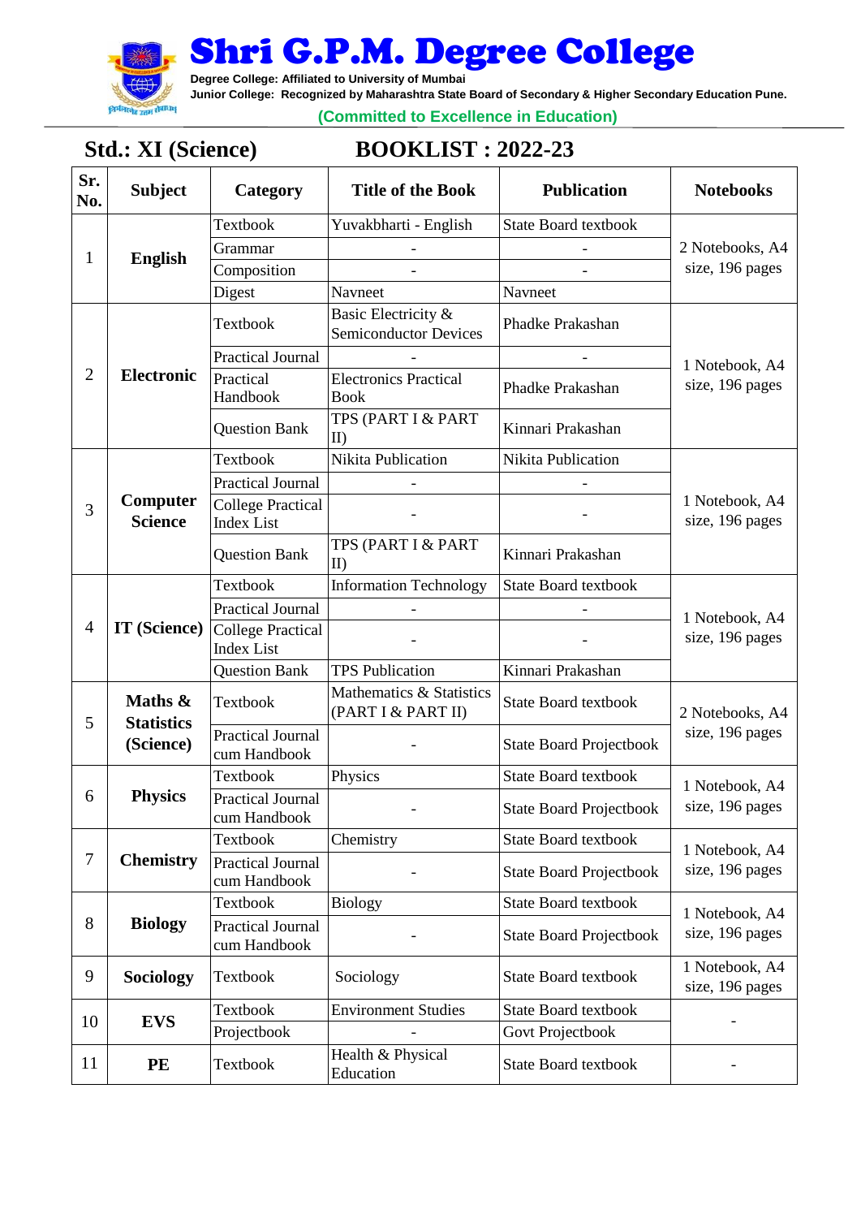# Shri G.P.M. Degree College

**Degree College: Affiliated to University of Mumbai**
**Junior College: Recognized by Maharashtra State Board of Secondary & Higher Secondary Education Pune.**

**(Committed to Excellence in Education)**

## Std.: XI (Science) BOOKLIST : 2022-23

| Sr. No. | Subject | Category | Title of the Book | Publication | Notebooks |
|---|---|---|---|---|---|
| 1 | English | Textbook | Yuvakbharti - English | State Board textbook | 2 Notebooks, A4 size, 196 pages |
| | | Grammar | - | - | |
| | | Composition | - | - | |
| | | Digest | Navneet | Navneet | |
| 2 | Electronic | Textbook | Basic Electricity & Semiconductor Devices | Phadke Prakashan | 1 Notebook, A4 size, 196 pages |
| | | Practical Journal | - | - | |
| | | Practical Handbook | Electronics Practical Book | Phadke Prakashan | |
| | | Question Bank | TPS (PART I & PART II) | Kinnari Prakashan | |
| 3 | Computer Science | Textbook | Nikita Publication | Nikita Publication | 1 Notebook, A4 size, 196 pages |
| | | Practical Journal | - | - | |
| | | College Practical Index List | - | - | |
| | | Question Bank | TPS (PART I & PART II) | Kinnari Prakashan | |
| 4 | IT (Science) | Textbook | Information Technology | State Board textbook | 1 Notebook, A4 size, 196 pages |
| | | Practical Journal | - | - | |
| | | College Practical Index List | - | - | |
| | | Question Bank | TPS Publication | Kinnari Prakashan | |
| 5 | Maths & Statistics (Science) | Textbook | Mathematics & Statistics (PART I & PART II) | State Board textbook | 2 Notebooks, A4 size, 196 pages |
| | | Practical Journal cum Handbook | - | State Board Projectbook | |
| 6 | Physics | Textbook | Physics | State Board textbook | 1 Notebook, A4 size, 196 pages |
| | | Practical Journal cum Handbook | - | State Board Projectbook | |
| 7 | Chemistry | Textbook | Chemistry | State Board textbook | 1 Notebook, A4 size, 196 pages |
| | | Practical Journal cum Handbook | - | State Board Projectbook | |
| 8 | Biology | Textbook | Biology | State Board textbook | 1 Notebook, A4 size, 196 pages |
| | | Practical Journal cum Handbook | - | State Board Projectbook | |
| 9 | Sociology | Textbook | Sociology | State Board textbook | 1 Notebook, A4 size, 196 pages |
| 10 | EVS | Textbook | Environment Studies | State Board textbook | - |
| | | Projectbook | - | Govt Projectbook | |
| 11 | PE | Textbook | Health & Physical Education | State Board textbook | - |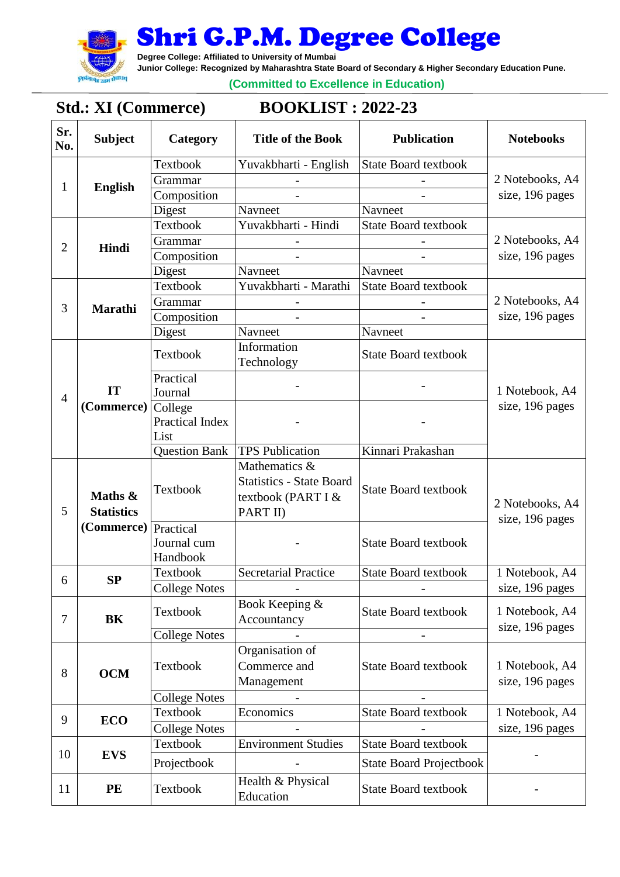# Shri G.P.M. Degree College

**Degree College: Affiliated to University of Mumbai**
**Junior College: Recognized by Maharashtra State Board of Secondary & Higher Secondary Education Pune.**

**(Committed to Excellence in Education)**

## Std.: XI (Commerce) BOOKLIST : 2022-23

| Sr. No. | Subject | Category | Title of the Book | Publication | Notebooks |
|---|---|---|---|---|---|
| 1 | **English** | Textbook | Yuvakbharti - English | State Board textbook | 2 Notebooks, A4 size, 196 pages |
| | | Grammar | - | - | |
| | | Composition | - | - | |
| | | Digest | Navneet | Navneet | |
| 2 | **Hindi** | Textbook | Yuvakbharti - Hindi | State Board textbook | 2 Notebooks, A4 size, 196 pages |
| | | Grammar | - | - | |
| | | Composition | - | - | |
| | | Digest | Navneet | Navneet | |
| 3 | **Marathi** | Textbook | Yuvakbharti - Marathi | State Board textbook | 2 Notebooks, A4 size, 196 pages |
| | | Grammar | - | - | |
| | | Composition | - | - | |
| | | Digest | Navneet | Navneet | |
| 4 | **IT (Commerce)** | Textbook | Information Technology | State Board textbook | 1 Notebook, A4 size, 196 pages |
| | | Practical Journal | - | - | |
| | | College Practical Index List | - | - | |
| | | Question Bank | TPS Publication | Kinnari Prakashan | |
| 5 | **Maths & Statistics (Commerce)** | Textbook | Mathematics & Statistics - State Board textbook (PART I & PART II) | State Board textbook | 2 Notebooks, A4 size, 196 pages |
| | | Practical Journal cum Handbook | - | State Board textbook | |
| 6 | **SP** | Textbook | Secretarial Practice | State Board textbook | 1 Notebook, A4 size, 196 pages |
| | | College Notes | - | - | |
| 7 | **BK** | Textbook | Book Keeping & Accountancy | State Board textbook | 1 Notebook, A4 size, 196 pages |
| | | College Notes | - | - | |
| 8 | **OCM** | Textbook | Organisation of Commerce and Management | State Board textbook | 1 Notebook, A4 size, 196 pages |
| | | College Notes | - | - | |
| 9 | **ECO** | Textbook | Economics | State Board textbook | 1 Notebook, A4 size, 196 pages |
| | | College Notes | - | - | |
| 10 | **EVS** | Textbook | Environment Studies | State Board textbook | - |
| | | Projectbook | - | State Board Projectbook | |
| 11 | **PE** | Textbook | Health & Physical Education | State Board textbook | - |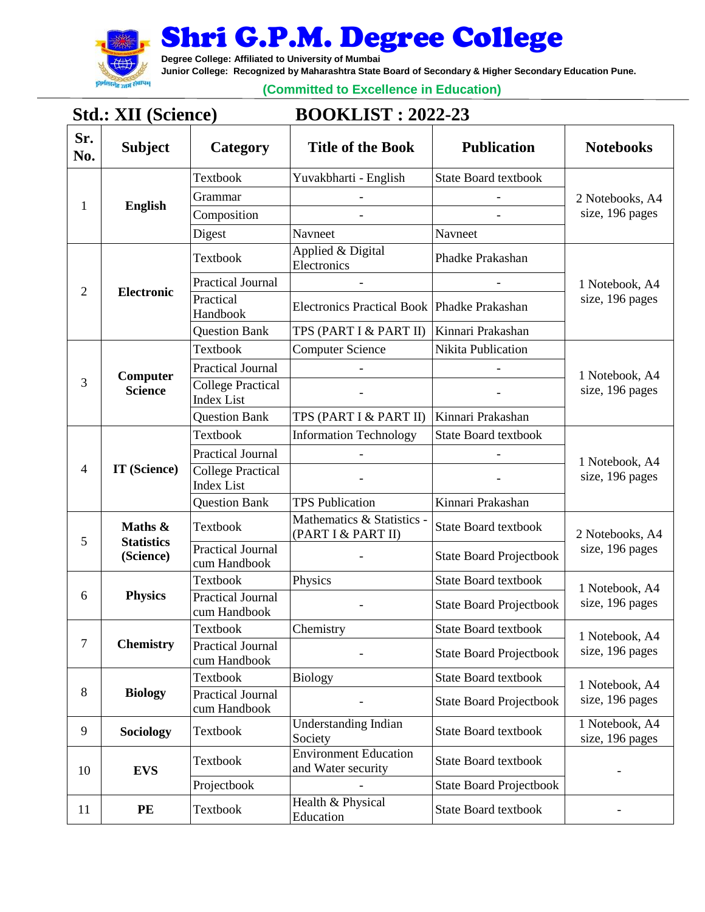# Shri G.P.M. Degree College

**Degree College: Affiliated to University of Mumbai**
**Junior College: Recognized by Maharashtra State Board of Secondary & Higher Secondary Education Pune.**

**(Committed to Excellence in Education)**

## Std.: XII (Science) BOOKLIST : 2022-23

| Sr. No. | Subject | Category | Title of the Book | Publication | Notebooks |
|---|---|---|---|---|---|
| 1 | **English** | Textbook | Yuvakbharti - English | State Board textbook | 2 Notebooks, A4 size, 196 pages |
| | | Grammar | - | - | |
| | | Composition | - | - | |
| | | Digest | Navneet | Navneet | |
| 2 | **Electronic** | Textbook | Applied & Digital Electronics | Phadke Prakashan | 1 Notebook, A4 size, 196 pages |
| | | Practical Journal | - | - | |
| | | Practical Handbook | Electronics Practical Book | Phadke Prakashan | |
| | | Question Bank | TPS (PART I & PART II) | Kinnari Prakashan | |
| 3 | **Computer Science** | Textbook | Computer Science | Nikita Publication | 1 Notebook, A4 size, 196 pages |
| | | Practical Journal | - | - | |
| | | College Practical Index List | - | - | |
| | | Question Bank | TPS (PART I & PART II) | Kinnari Prakashan | |
| 4 | **IT (Science)** | Textbook | Information Technology | State Board textbook | 1 Notebook, A4 size, 196 pages |
| | | Practical Journal | - | - | |
| | | College Practical Index List | - | - | |
| | | Question Bank | TPS Publication | Kinnari Prakashan | |
| 5 | **Maths & Statistics (Science)** | Textbook | Mathematics & Statistics - (PART I & PART II) | State Board textbook | 2 Notebooks, A4 size, 196 pages |
| | | Practical Journal cum Handbook | - | State Board Projectbook | |
| 6 | **Physics** | Textbook | Physics | State Board textbook | 1 Notebook, A4 size, 196 pages |
| | | Practical Journal cum Handbook | - | State Board Projectbook | |
| 7 | **Chemistry** | Textbook | Chemistry | State Board textbook | 1 Notebook, A4 size, 196 pages |
| | | Practical Journal cum Handbook | - | State Board Projectbook | |
| 8 | **Biology** | Textbook | Biology | State Board textbook | 1 Notebook, A4 size, 196 pages |
| | | Practical Journal cum Handbook | - | State Board Projectbook | |
| 9 | **Sociology** | Textbook | Understanding Indian Society | State Board textbook | 1 Notebook, A4 size, 196 pages |
| 10 | **EVS** | Textbook | Environment Education and Water security | State Board textbook | - |
| | | Projectbook | - | State Board Projectbook | |
| 11 | **PE** | Textbook | Health & Physical Education | State Board textbook | - |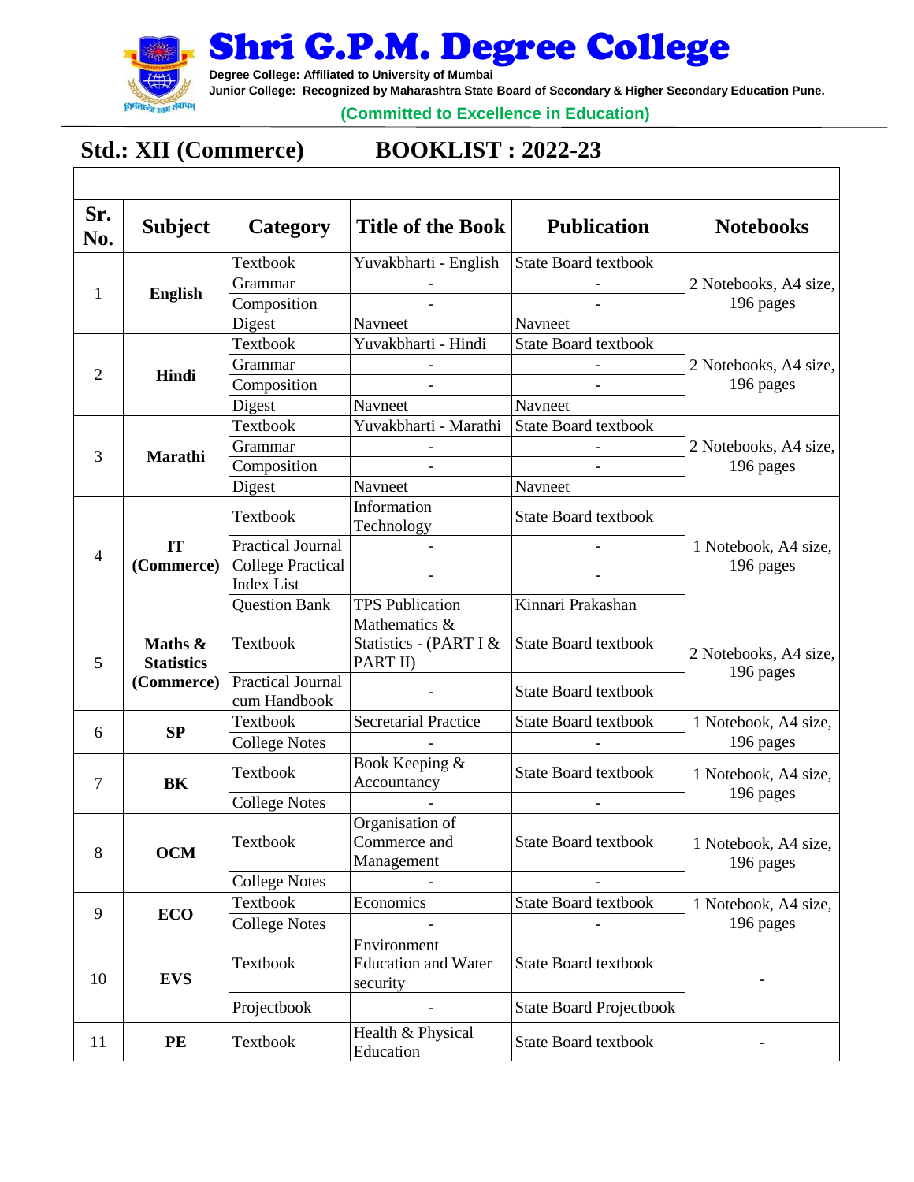# Shri G.P.M. Degree College

**Degree College: Affiliated to University of Mumbai**

**Junior College: Recognized by Maharashtra State Board of Secondary & Higher Secondary Education Pune.**

**(Committed to Excellence in Education)**

## Std.: XII (Commerce) BOOKLIST : 2022-23

| Sr. No. | Subject | Category | Title of the Book | Publication | Notebooks |
|---|---|---|---|---|---|
| 1 | **English** | Textbook | Yuvakbharti - English | State Board textbook | 2 Notebooks, A4 size, 196 pages |
| | | Grammar | - | - | |
| | | Composition | - | - | |
| | | Digest | Navneet | Navneet | |
| 2 | **Hindi** | Textbook | Yuvakbharti - Hindi | State Board textbook | 2 Notebooks, A4 size, 196 pages |
| | | Grammar | - | - | |
| | | Composition | - | - | |
| | | Digest | Navneet | Navneet | |
| 3 | **Marathi** | Textbook | Yuvakbharti - Marathi | State Board textbook | 2 Notebooks, A4 size, 196 pages |
| | | Grammar | - | - | |
| | | Composition | - | - | |
| | | Digest | Navneet | Navneet | |
| 4 | **IT (Commerce)** | Textbook | Information Technology | State Board textbook | 1 Notebook, A4 size, 196 pages |
| | | Practical Journal | - | - | |
| | | College Practical Index List | - | - | |
| | | Question Bank | TPS Publication | Kinnari Prakashan | |
| 5 | **Maths & Statistics (Commerce)** | Textbook | Mathematics & Statistics - (PART I & PART II) | State Board textbook | 2 Notebooks, A4 size, 196 pages |
| | | Practical Journal cum Handbook | - | State Board textbook | |
| 6 | **SP** | Textbook | Secretarial Practice | State Board textbook | 1 Notebook, A4 size, 196 pages |
| | | College Notes | - | - | |
| 7 | **BK** | Textbook | Book Keeping & Accountancy | State Board textbook | 1 Notebook, A4 size, 196 pages |
| | | College Notes | - | - | |
| 8 | **OCM** | Textbook | Organisation of Commerce and Management | State Board textbook | 1 Notebook, A4 size, 196 pages |
| | | College Notes | - | - | |
| 9 | **ECO** | Textbook | Economics | State Board textbook | 1 Notebook, A4 size, 196 pages |
| | | College Notes | - | - | |
| 10 | **EVS** | Textbook | Environment Education and Water security | State Board textbook | - |
| | | Projectbook | - | State Board Projectbook | |
| 11 | **PE** | Textbook | Health & Physical Education | State Board textbook | - |